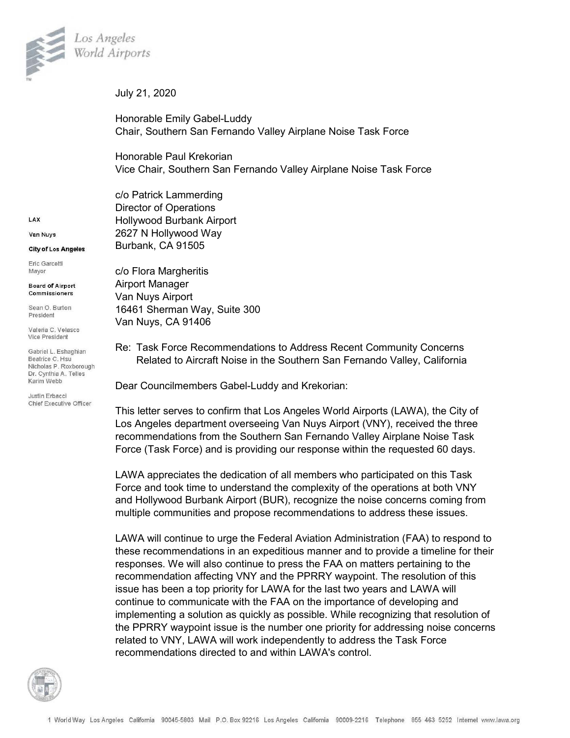Los Angeles World Airports

July 21, 2020

Honorable Emily Gabel-Luddy
Chair, Southern San Fernando Valley Airplane Noise Task Force

Honorable Paul Krekorian
Vice Chair, Southern San Fernando Valley Airplane Noise Task Force

c/o Patrick Lammerding
Director of Operations
Hollywood Burbank Airport
2627 N Hollywood Way
Burbank, CA 91505

c/o Flora Margheritis
Airport Manager
Van Nuys Airport
16461 Sherman Way, Suite 300
Van Nuys, CA 91406

LAX

Van Nuys

**City of Los Angeles**

Eric Garcetti
Mayor

**Board of Airport Commissioners**

Sean O. Burton
President

Valeria C. Velasco
Vice President

Gabriel L. Eshaghian
Beatrice C. Hsu
Nicholas P. Roxborough
Dr. Cynthia A. Telles
Karim Webb

Justin Erbacci
Chief Executive Officer

Re: Task Force Recommendations to Address Recent Community Concerns Related to Aircraft Noise in the Southern San Fernando Valley, California

Dear Councilmembers Gabel-Luddy and Krekorian:

This letter serves to confirm that Los Angeles World Airports (LAWA), the City of Los Angeles department overseeing Van Nuys Airport (VNY), received the three recommendations from the Southern San Fernando Valley Airplane Noise Task Force (Task Force) and is providing our response within the requested 60 days.

LAWA appreciates the dedication of all members who participated on this Task Force and took time to understand the complexity of the operations at both VNY and Hollywood Burbank Airport (BUR), recognize the noise concerns coming from multiple communities and propose recommendations to address these issues.

LAWA will continue to urge the Federal Aviation Administration (FAA) to respond to these recommendations in an expeditious manner and to provide a timeline for their responses. We will also continue to press the FAA on matters pertaining to the recommendation affecting VNY and the PPRRY waypoint. The resolution of this issue has been a top priority for LAWA for the last two years and LAWA will continue to communicate with the FAA on the importance of developing and implementing a solution as quickly as possible. While recognizing that resolution of the PPRRY waypoint issue is the number one priority for addressing noise concerns related to VNY, LAWA will work independently to address the Task Force recommendations directed to and within LAWA's control.

1 World Way Los Angeles California 90045-5803 Mail P.O. Box 92216 Los Angeles California 90009-2216 Telephone 855 463 5252 Internet www.lawa.org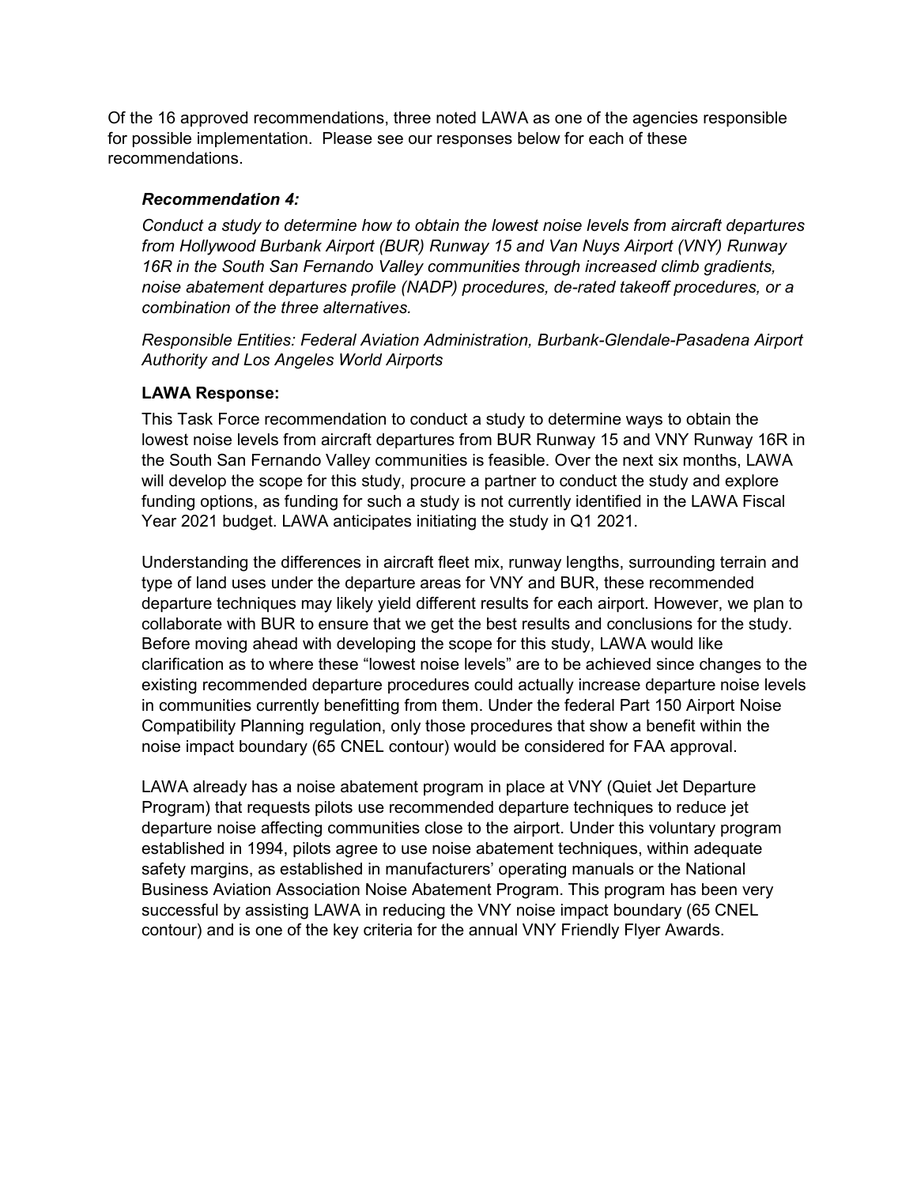Of the 16 approved recommendations, three noted LAWA as one of the agencies responsible for possible implementation. Please see our responses below for each of these recommendations.

***Recommendation 4:***

*Conduct a study to determine how to obtain the lowest noise levels from aircraft departures from Hollywood Burbank Airport (BUR) Runway 15 and Van Nuys Airport (VNY) Runway 16R in the South San Fernando Valley communities through increased climb gradients, noise abatement departures profile (NADP) procedures, de-rated takeoff procedures, or a combination of the three alternatives.*

*Responsible Entities: Federal Aviation Administration, Burbank-Glendale-Pasadena Airport Authority and Los Angeles World Airports*

**LAWA Response:**

This Task Force recommendation to conduct a study to determine ways to obtain the lowest noise levels from aircraft departures from BUR Runway 15 and VNY Runway 16R in the South San Fernando Valley communities is feasible. Over the next six months, LAWA will develop the scope for this study, procure a partner to conduct the study and explore funding options, as funding for such a study is not currently identified in the LAWA Fiscal Year 2021 budget. LAWA anticipates initiating the study in Q1 2021.

Understanding the differences in aircraft fleet mix, runway lengths, surrounding terrain and type of land uses under the departure areas for VNY and BUR, these recommended departure techniques may likely yield different results for each airport. However, we plan to collaborate with BUR to ensure that we get the best results and conclusions for the study. Before moving ahead with developing the scope for this study, LAWA would like clarification as to where these "lowest noise levels" are to be achieved since changes to the existing recommended departure procedures could actually increase departure noise levels in communities currently benefitting from them. Under the federal Part 150 Airport Noise Compatibility Planning regulation, only those procedures that show a benefit within the noise impact boundary (65 CNEL contour) would be considered for FAA approval.

LAWA already has a noise abatement program in place at VNY (Quiet Jet Departure Program) that requests pilots use recommended departure techniques to reduce jet departure noise affecting communities close to the airport. Under this voluntary program established in 1994, pilots agree to use noise abatement techniques, within adequate safety margins, as established in manufacturers' operating manuals or the National Business Aviation Association Noise Abatement Program. This program has been very successful by assisting LAWA in reducing the VNY noise impact boundary (65 CNEL contour) and is one of the key criteria for the annual VNY Friendly Flyer Awards.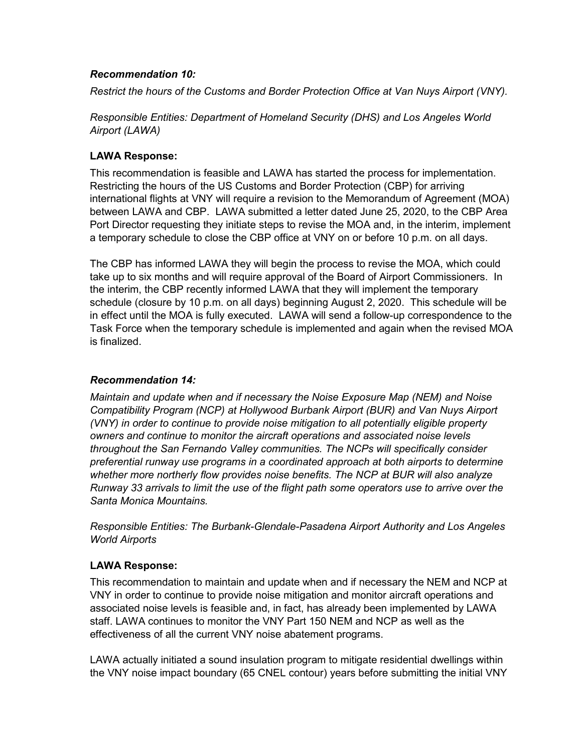***Recommendation 10:***

*Restrict the hours of the Customs and Border Protection Office at Van Nuys Airport (VNY).*

*Responsible Entities: Department of Homeland Security (DHS) and Los Angeles World Airport (LAWA)*

**LAWA Response:**

This recommendation is feasible and LAWA has started the process for implementation. Restricting the hours of the US Customs and Border Protection (CBP) for arriving international flights at VNY will require a revision to the Memorandum of Agreement (MOA) between LAWA and CBP. LAWA submitted a letter dated June 25, 2020, to the CBP Area Port Director requesting they initiate steps to revise the MOA and, in the interim, implement a temporary schedule to close the CBP office at VNY on or before 10 p.m. on all days.

The CBP has informed LAWA they will begin the process to revise the MOA, which could take up to six months and will require approval of the Board of Airport Commissioners. In the interim, the CBP recently informed LAWA that they will implement the temporary schedule (closure by 10 p.m. on all days) beginning August 2, 2020. This schedule will be in effect until the MOA is fully executed. LAWA will send a follow-up correspondence to the Task Force when the temporary schedule is implemented and again when the revised MOA is finalized.

***Recommendation 14:***

*Maintain and update when and if necessary the Noise Exposure Map (NEM) and Noise Compatibility Program (NCP) at Hollywood Burbank Airport (BUR) and Van Nuys Airport (VNY) in order to continue to provide noise mitigation to all potentially eligible property owners and continue to monitor the aircraft operations and associated noise levels throughout the San Fernando Valley communities. The NCPs will specifically consider preferential runway use programs in a coordinated approach at both airports to determine whether more northerly flow provides noise benefits. The NCP at BUR will also analyze Runway 33 arrivals to limit the use of the flight path some operators use to arrive over the Santa Monica Mountains.*

*Responsible Entities: The Burbank-Glendale-Pasadena Airport Authority and Los Angeles World Airports*

**LAWA Response:**

This recommendation to maintain and update when and if necessary the NEM and NCP at VNY in order to continue to provide noise mitigation and monitor aircraft operations and associated noise levels is feasible and, in fact, has already been implemented by LAWA staff. LAWA continues to monitor the VNY Part 150 NEM and NCP as well as the effectiveness of all the current VNY noise abatement programs.

LAWA actually initiated a sound insulation program to mitigate residential dwellings within the VNY noise impact boundary (65 CNEL contour) years before submitting the initial VNY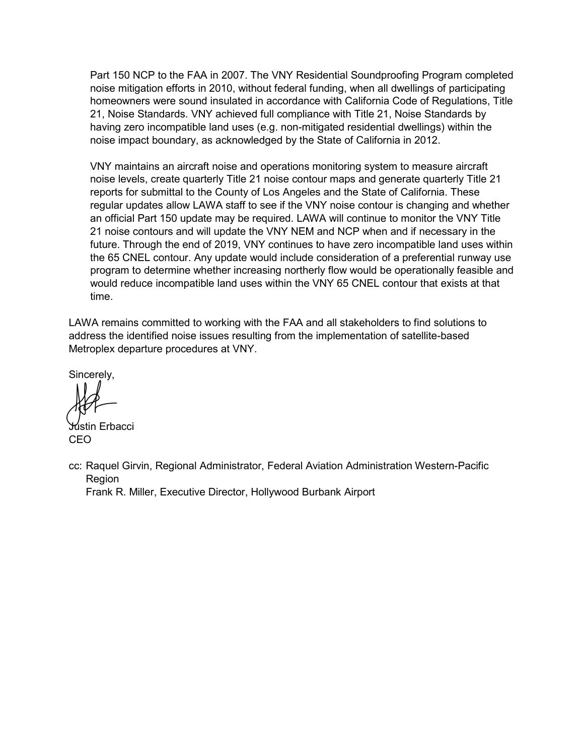Part 150 NCP to the FAA in 2007. The VNY Residential Soundproofing Program completed noise mitigation efforts in 2010, without federal funding, when all dwellings of participating homeowners were sound insulated in accordance with California Code of Regulations, Title 21, Noise Standards. VNY achieved full compliance with Title 21, Noise Standards by having zero incompatible land uses (e.g. non-mitigated residential dwellings) within the noise impact boundary, as acknowledged by the State of California in 2012.

VNY maintains an aircraft noise and operations monitoring system to measure aircraft noise levels, create quarterly Title 21 noise contour maps and generate quarterly Title 21 reports for submittal to the County of Los Angeles and the State of California. These regular updates allow LAWA staff to see if the VNY noise contour is changing and whether an official Part 150 update may be required. LAWA will continue to monitor the VNY Title 21 noise contours and will update the VNY NEM and NCP when and if necessary in the future. Through the end of 2019, VNY continues to have zero incompatible land uses within the 65 CNEL contour. Any update would include consideration of a preferential runway use program to determine whether increasing northerly flow would be operationally feasible and would reduce incompatible land uses within the VNY 65 CNEL contour that exists at that time.

LAWA remains committed to working with the FAA and all stakeholders to find solutions to address the identified noise issues resulting from the implementation of satellite-based Metroplex departure procedures at VNY.

Sincerely,

Justin Erbacci
CEO

cc: Raquel Girvin, Regional Administrator, Federal Aviation Administration Western-Pacific Region
Frank R. Miller, Executive Director, Hollywood Burbank Airport